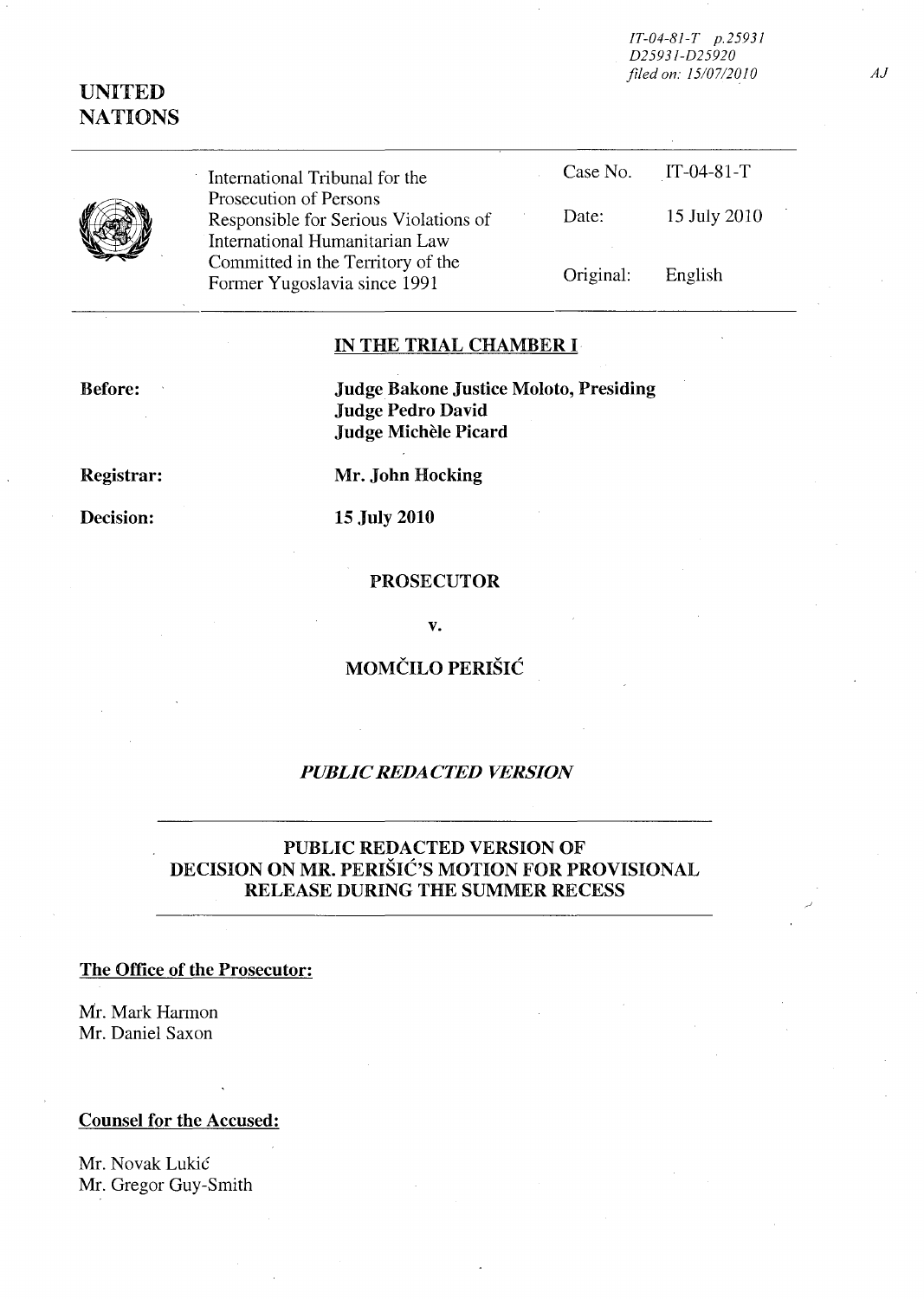IT-04-81-T p.25931
D25931-D25920
filed on: 15/07/2010

AJ

# UNITED NATIONS

| International Tribunal for the Prosecution of Persons Responsible for Serious Violations of International Humanitarian Law Committed in the Territory of the Former Yugoslavia since 1991 | Case No. | IT-04-81-T |
|---|---|---|
| | Date: | 15 July 2010 |
| | Original: | English |

**IN THE TRIAL CHAMBER I**

**Before:** **Judge Bakone Justice Moloto, Presiding**
**Judge Pedro David**
**Judge Michèle Picard**

**Registrar:** **Mr. John Hocking**

**Decision:** **15 July 2010**

**PROSECUTOR**

**v.**

**MOMČILO PERIŠIĆ**

***PUBLIC REDACTED VERSION***

## PUBLIC REDACTED VERSION OF DECISION ON MR. PERIŠIĆ'S MOTION FOR PROVISIONAL RELEASE DURING THE SUMMER RECESS

**The Office of the Prosecutor:**

Mr. Mark Harmon
Mr. Daniel Saxon

**Counsel for the Accused:**

Mr. Novak Lukić
Mr. Gregor Guy-Smith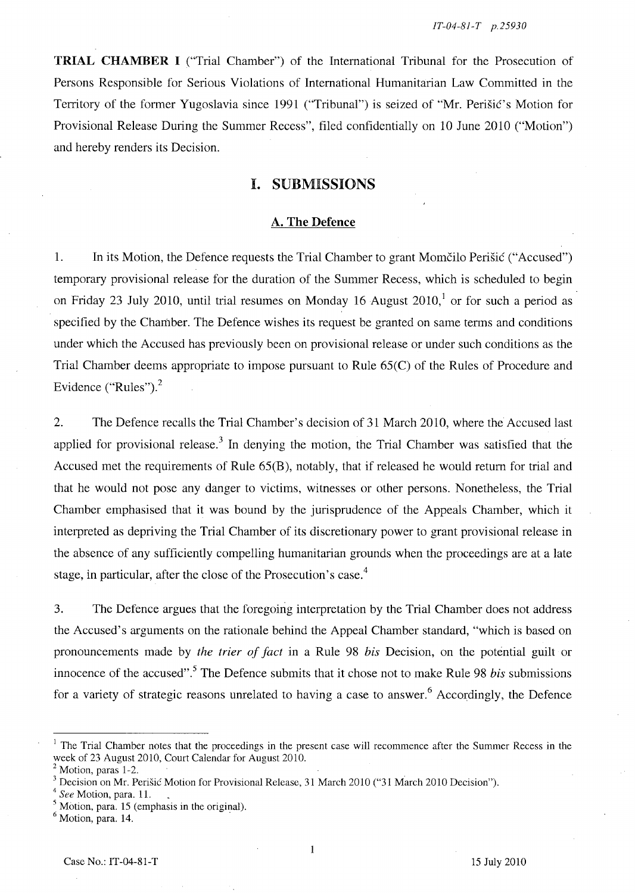**TRIAL CHAMBER I** ("Trial Chamber") of the International Tribunal for the Prosecution of Persons Responsible for Serious Violations of International Humanitarian Law Committed in the Territory of the former Yugoslavia since 1991 ("Tribunal") is seized of "Mr. Perišić's Motion for Provisional Release During the Summer Recess", filed confidentially on 10 June 2010 ("Motion") and hereby renders its Decision.

## I. SUBMISSIONS

### A. The Defence

1. In its Motion, the Defence requests the Trial Chamber to grant Momčilo Perišić ("Accused") temporary provisional release for the duration of the Summer Recess, which is scheduled to begin on Friday 23 July 2010, until trial resumes on Monday 16 August 2010,[1] or for such a period as specified by the Chamber. The Defence wishes its request be granted on same terms and conditions under which the Accused has previously been on provisional release or under such conditions as the Trial Chamber deems appropriate to impose pursuant to Rule 65(C) of the Rules of Procedure and Evidence ("Rules").[2]

2. The Defence recalls the Trial Chamber's decision of 31 March 2010, where the Accused last applied for provisional release.[3] In denying the motion, the Trial Chamber was satisfied that the Accused met the requirements of Rule 65(B), notably, that if released he would return for trial and that he would not pose any danger to victims, witnesses or other persons. Nonetheless, the Trial Chamber emphasised that it was bound by the jurisprudence of the Appeals Chamber, which it interpreted as depriving the Trial Chamber of its discretionary power to grant provisional release in the absence of any sufficiently compelling humanitarian grounds when the proceedings are at a late stage, in particular, after the close of the Prosecution's case.[4]

3. The Defence argues that the foregoing interpretation by the Trial Chamber does not address the Accused's arguments on the rationale behind the Appeal Chamber standard, "which is based on pronouncements made by *the trier of fact* in a Rule 98 *bis* Decision, on the potential guilt or innocence of the accused".[5] The Defence submits that it chose not to make Rule 98 *bis* submissions for a variety of strategic reasons unrelated to having a case to answer.[6] Accordingly, the Defence

---

[1] The Trial Chamber notes that the proceedings in the present case will recommence after the Summer Recess in the week of 23 August 2010, Court Calendar for August 2010.

[2] Motion, paras 1-2.

[3] Decision on Mr. Perišić Motion for Provisional Release, 31 March 2010 ("31 March 2010 Decision").

[4] *See* Motion, para. 11.

[5] Motion, para. 15 (emphasis in the original).

[6] Motion, para. 14.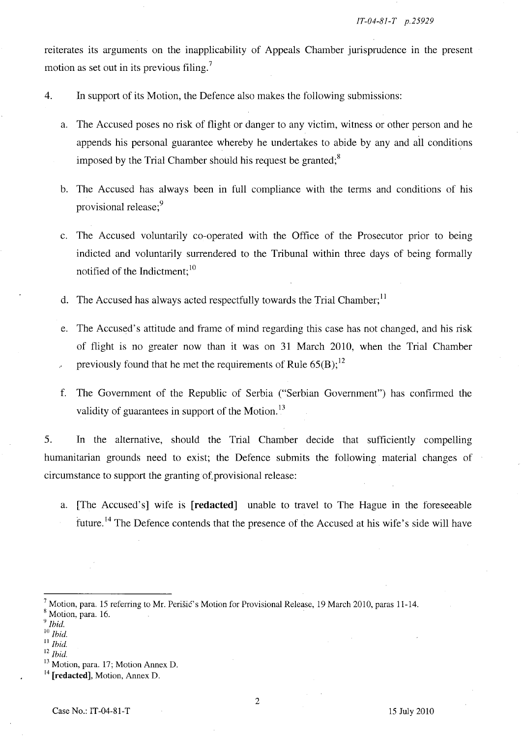reiterates its arguments on the inapplicability of Appeals Chamber jurisprudence in the present motion as set out in its previous filing.[7]

4. In support of its Motion, the Defence also makes the following submissions:

a. The Accused poses no risk of flight or danger to any victim, witness or other person and he appends his personal guarantee whereby he undertakes to abide by any and all conditions imposed by the Trial Chamber should his request be granted;[8]

b. The Accused has always been in full compliance with the terms and conditions of his provisional release;[9]

c. The Accused voluntarily co-operated with the Office of the Prosecutor prior to being indicted and voluntarily surrendered to the Tribunal within three days of being formally notified of the Indictment;[10]

d. The Accused has always acted respectfully towards the Trial Chamber;[11]

e. The Accused's attitude and frame of mind regarding this case has not changed, and his risk of flight is no greater now than it was on 31 March 2010, when the Trial Chamber previously found that he met the requirements of Rule 65(B);[12]

f. The Government of the Republic of Serbia ("Serbian Government") has confirmed the validity of guarantees in support of the Motion.[13]

5. In the alternative, should the Trial Chamber decide that sufficiently compelling humanitarian grounds need to exist; the Defence submits the following material changes of circumstance to support the granting of provisional release:

a. [The Accused's] wife is **[redacted]** unable to travel to The Hague in the foreseeable future.[14] The Defence contends that the presence of the Accused at his wife's side will have

---

[7] Motion, para. 15 referring to Mr. Perišić's Motion for Provisional Release, 19 March 2010, paras 11-14.
[8] Motion, para. 16.
[9] *Ibid.*
[10] *Ibid.*
[11] *Ibid.*
[12] *Ibid.*
[13] Motion, para. 17; Motion Annex D.
[14] **[redacted]**, Motion, Annex D.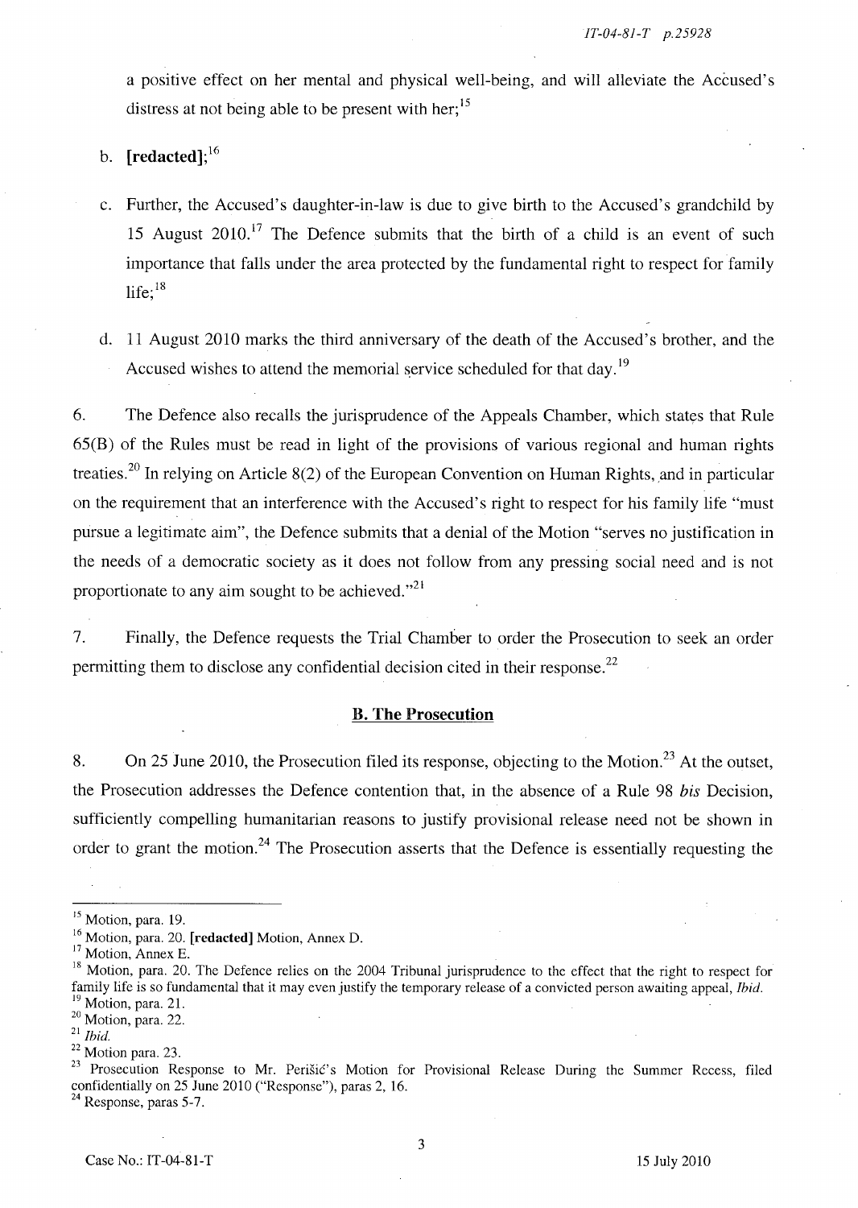a positive effect on her mental and physical well-being, and will alleviate the Accused's distress at not being able to be present with her;[15]

b. **[redacted]**;[16]

c. Further, the Accused's daughter-in-law is due to give birth to the Accused's grandchild by 15 August 2010.[17] The Defence submits that the birth of a child is an event of such importance that falls under the area protected by the fundamental right to respect for family life;[18]

d. 11 August 2010 marks the third anniversary of the death of the Accused's brother, and the Accused wishes to attend the memorial service scheduled for that day.[19]

6. The Defence also recalls the jurisprudence of the Appeals Chamber, which states that Rule 65(B) of the Rules must be read in light of the provisions of various regional and human rights treaties.[20] In relying on Article 8(2) of the European Convention on Human Rights, and in particular on the requirement that an interference with the Accused's right to respect for his family life "must pursue a legitimate aim", the Defence submits that a denial of the Motion "serves no justification in the needs of a democratic society as it does not follow from any pressing social need and is not proportionate to any aim sought to be achieved."[21]

7. Finally, the Defence requests the Trial Chamber to order the Prosecution to seek an order permitting them to disclose any confidential decision cited in their response.[22]

## B. The Prosecution

8. On 25 June 2010, the Prosecution filed its response, objecting to the Motion.[23] At the outset, the Prosecution addresses the Defence contention that, in the absence of a Rule 98 *bis* Decision, sufficiently compelling humanitarian reasons to justify provisional release need not be shown in order to grant the motion.[24] The Prosecution asserts that the Defence is essentially requesting the

---

[15] Motion, para. 19.

[16] Motion, para. 20. **[redacted]** Motion, Annex D.

[17] Motion, Annex E.

[18] Motion, para. 20. The Defence relies on the 2004 Tribunal jurisprudence to the effect that the right to respect for family life is so fundamental that it may even justify the temporary release of a convicted person awaiting appeal, *Ibid.*

[19] Motion, para. 21.

[20] Motion, para. 22.

[21] *Ibid.*

[22] Motion para. 23.

[23] Prosecution Response to Mr. Perišić's Motion for Provisional Release During the Summer Recess, filed confidentially on 25 June 2010 ("Response"), paras 2, 16.

[24] Response, paras 5-7.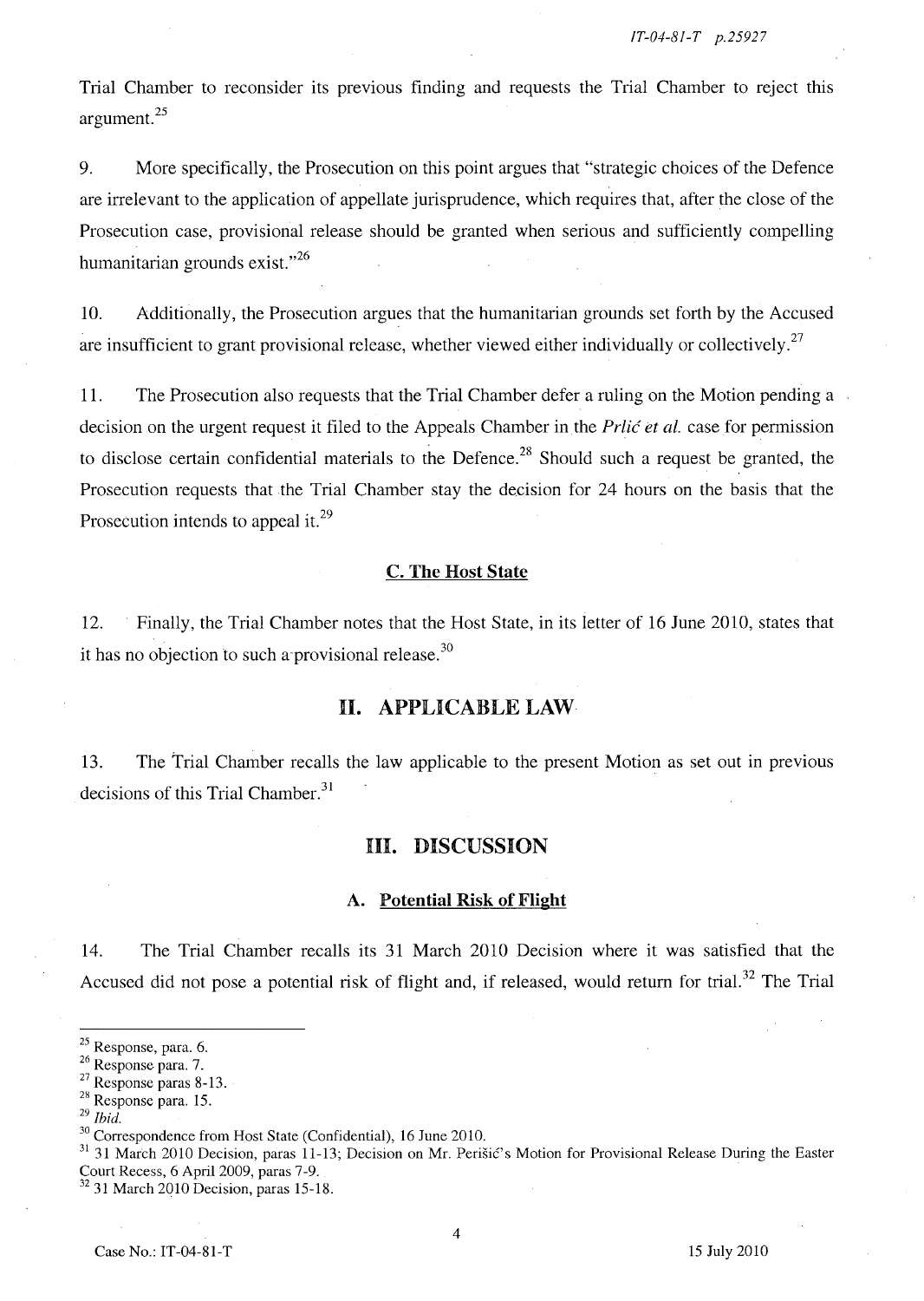Trial Chamber to reconsider its previous finding and requests the Trial Chamber to reject this argument.[25]

9. More specifically, the Prosecution on this point argues that "strategic choices of the Defence are irrelevant to the application of appellate jurisprudence, which requires that, after the close of the Prosecution case, provisional release should be granted when serious and sufficiently compelling humanitarian grounds exist."[26]

10. Additionally, the Prosecution argues that the humanitarian grounds set forth by the Accused are insufficient to grant provisional release, whether viewed either individually or collectively.[27]

11. The Prosecution also requests that the Trial Chamber defer a ruling on the Motion pending a decision on the urgent request it filed to the Appeals Chamber in the *Prlić et al.* case for permission to disclose certain confidential materials to the Defence.[28] Should such a request be granted, the Prosecution requests that the Trial Chamber stay the decision for 24 hours on the basis that the Prosecution intends to appeal it.[29]

### C. The Host State

12. Finally, the Trial Chamber notes that the Host State, in its letter of 16 June 2010, states that it has no objection to such a provisional release.[30]

## II. APPLICABLE LAW

13. The Trial Chamber recalls the law applicable to the present Motion as set out in previous decisions of this Trial Chamber.[31]

## III. DISCUSSION

### A. Potential Risk of Flight

14. The Trial Chamber recalls its 31 March 2010 Decision where it was satisfied that the Accused did not pose a potential risk of flight and, if released, would return for trial.[32] The Trial

---

[25] Response, para. 6.
[26] Response para. 7.
[27] Response paras 8-13.
[28] Response para. 15.
[29] *Ibid.*
[30] Correspondence from Host State (Confidential), 16 June 2010.
[31] 31 March 2010 Decision, paras 11-13; Decision on Mr. Perišić's Motion for Provisional Release During the Easter Court Recess, 6 April 2009, paras 7-9.
[32] 31 March 2010 Decision, paras 15-18.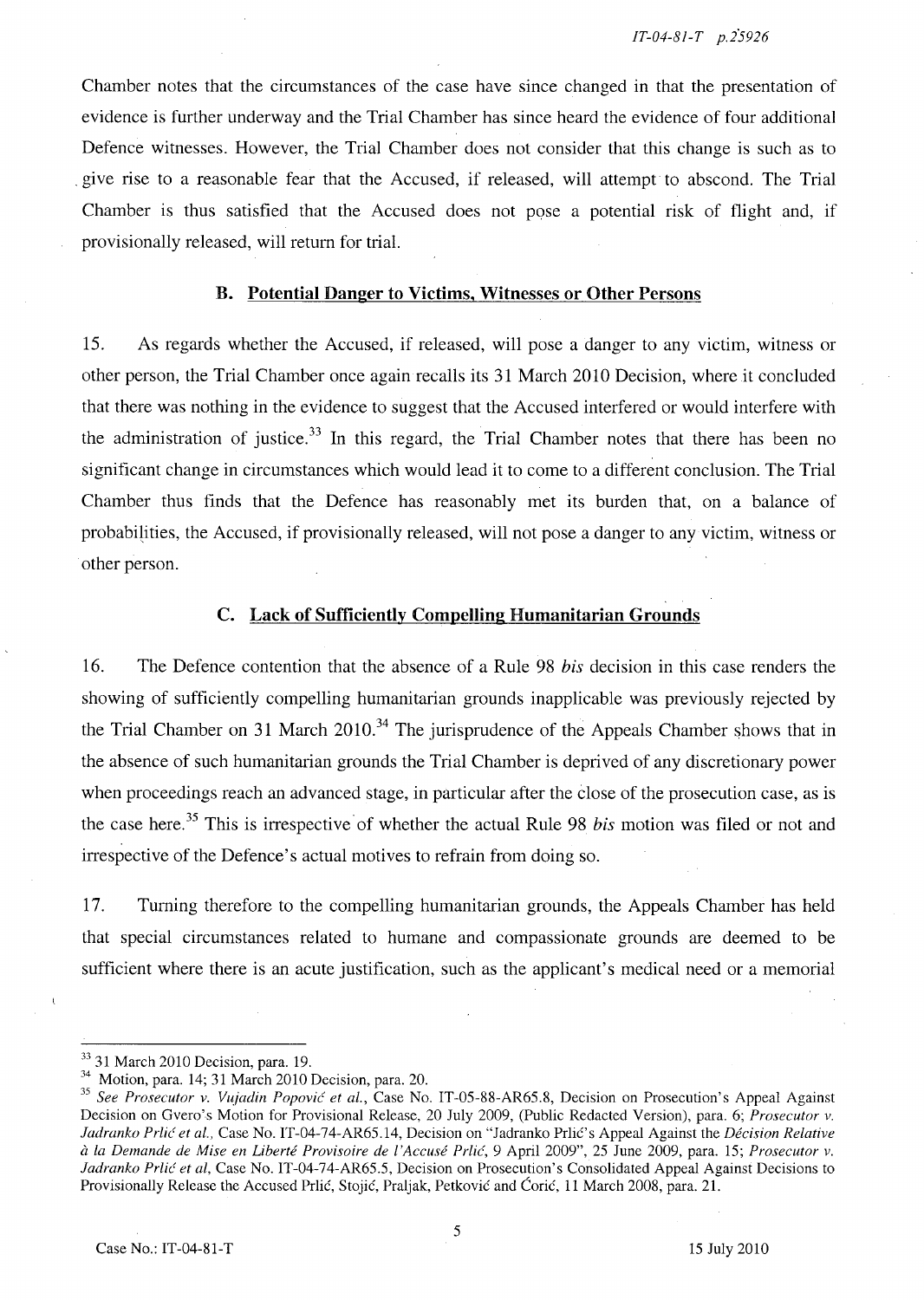Chamber notes that the circumstances of the case have since changed in that the presentation of evidence is further underway and the Trial Chamber has since heard the evidence of four additional Defence witnesses. However, the Trial Chamber does not consider that this change is such as to give rise to a reasonable fear that the Accused, if released, will attempt to abscond. The Trial Chamber is thus satisfied that the Accused does not pose a potential risk of flight and, if provisionally released, will return for trial.

### B. Potential Danger to Victims, Witnesses or Other Persons

15. As regards whether the Accused, if released, will pose a danger to any victim, witness or other person, the Trial Chamber once again recalls its 31 March 2010 Decision, where it concluded that there was nothing in the evidence to suggest that the Accused interfered or would interfere with the administration of justice.[33] In this regard, the Trial Chamber notes that there has been no significant change in circumstances which would lead it to come to a different conclusion. The Trial Chamber thus finds that the Defence has reasonably met its burden that, on a balance of probabilities, the Accused, if provisionally released, will not pose a danger to any victim, witness or other person.

### C. Lack of Sufficiently Compelling Humanitarian Grounds

16. The Defence contention that the absence of a Rule 98 *bis* decision in this case renders the showing of sufficiently compelling humanitarian grounds inapplicable was previously rejected by the Trial Chamber on 31 March 2010.[34] The jurisprudence of the Appeals Chamber shows that in the absence of such humanitarian grounds the Trial Chamber is deprived of any discretionary power when proceedings reach an advanced stage, in particular after the close of the prosecution case, as is the case here.[35] This is irrespective of whether the actual Rule 98 *bis* motion was filed or not and irrespective of the Defence's actual motives to refrain from doing so.

17. Turning therefore to the compelling humanitarian grounds, the Appeals Chamber has held that special circumstances related to humane and compassionate grounds are deemed to be sufficient where there is an acute justification, such as the applicant's medical need or a memorial

---

[33] 31 March 2010 Decision, para. 19.

[34] Motion, para. 14; 31 March 2010 Decision, para. 20.

[35] *See Prosecutor v. Vujadin Popović et al.*, Case No. IT-05-88-AR65.8, Decision on Prosecution's Appeal Against Decision on Gvero's Motion for Provisional Release, 20 July 2009, (Public Redacted Version), para. 6; *Prosecutor v. Jadranko Prlić et al.*, Case No. IT-04-74-AR65.14, Decision on "Jadranko Prlić's Appeal Against the *Décision Relative à la Demande de Mise en Liberté Provisoire de l'Accusé Prlić*, 9 April 2009", 25 June 2009, para. 15; *Prosecutor v. Jadranko Prlić et al*, Case No. IT-04-74-AR65.5, Decision on Prosecution's Consolidated Appeal Against Decisions to Provisionally Release the Accused Prlić, Stojić, Praljak, Petković and Ćorić, 11 March 2008, para. 21.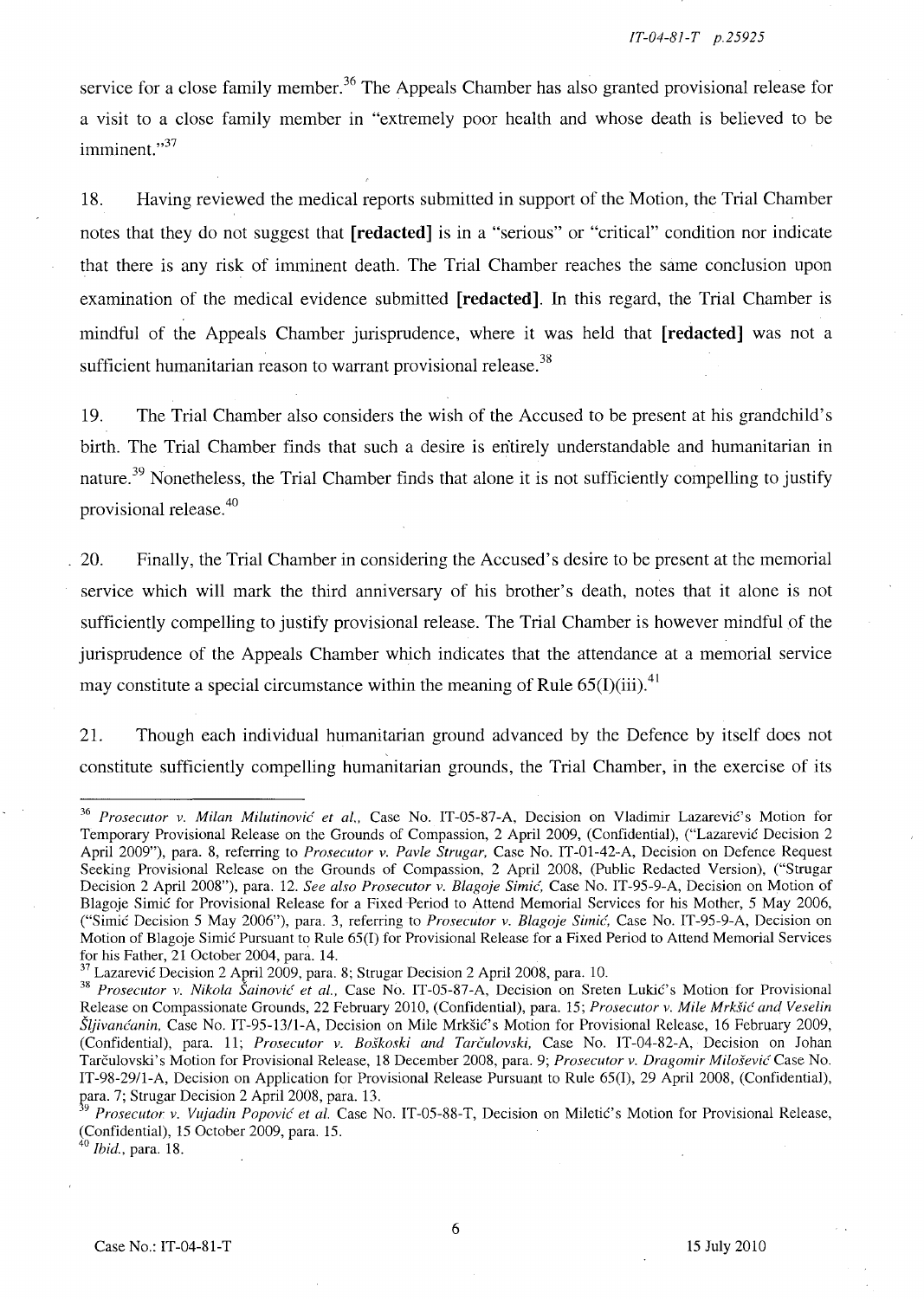service for a close family member.[36] The Appeals Chamber has also granted provisional release for a visit to a close family member in "extremely poor health and whose death is believed to be imminent."[37]

18. Having reviewed the medical reports submitted in support of the Motion, the Trial Chamber notes that they do not suggest that **[redacted]** is in a "serious" or "critical" condition nor indicate that there is any risk of imminent death. The Trial Chamber reaches the same conclusion upon examination of the medical evidence submitted **[redacted]**. In this regard, the Trial Chamber is mindful of the Appeals Chamber jurisprudence, where it was held that **[redacted]** was not a sufficient humanitarian reason to warrant provisional release.[38]

19. The Trial Chamber also considers the wish of the Accused to be present at his grandchild's birth. The Trial Chamber finds that such a desire is entirely understandable and humanitarian in nature.[39] Nonetheless, the Trial Chamber finds that alone it is not sufficiently compelling to justify provisional release.[40]

20. Finally, the Trial Chamber in considering the Accused's desire to be present at the memorial service which will mark the third anniversary of his brother's death, notes that it alone is not sufficiently compelling to justify provisional release. The Trial Chamber is however mindful of the jurisprudence of the Appeals Chamber which indicates that the attendance at a memorial service may constitute a special circumstance within the meaning of Rule 65(I)(iii).[41]

21. Though each individual humanitarian ground advanced by the Defence by itself does not constitute sufficiently compelling humanitarian grounds, the Trial Chamber, in the exercise of its

---

[36] *Prosecutor v. Milan Milutinović et al.*, Case No. IT-05-87-A, Decision on Vladimir Lazarević's Motion for Temporary Provisional Release on the Grounds of Compassion, 2 April 2009, (Confidential), ("Lazarević Decision 2 April 2009"), para. 8, referring to *Prosecutor v. Pavle Strugar,* Case No. IT-01-42-A, Decision on Defence Request Seeking Provisional Release on the Grounds of Compassion, 2 April 2008, (Public Redacted Version), ("Strugar Decision 2 April 2008"), para. 12. *See also Prosecutor v. Blagoje Simić,* Case No. IT-95-9-A, Decision on Motion of Blagoje Simić for Provisional Release for a Fixed Period to Attend Memorial Services for his Mother, 5 May 2006, ("Simić Decision 5 May 2006"), para. 3, referring to *Prosecutor v. Blagoje Simić,* Case No. IT-95-9-A, Decision on Motion of Blagoje Simić Pursuant to Rule 65(I) for Provisional Release for a Fixed Period to Attend Memorial Services for his Father, 21 October 2004, para. 14.

[37] Lazarević Decision 2 April 2009, para. 8; Strugar Decision 2 April 2008, para. 10.

[38] *Prosecutor v. Nikola Šainović et al.,* Case No. IT-05-87-A, Decision on Sreten Lukić's Motion for Provisional Release on Compassionate Grounds, 22 February 2010, (Confidential), para. 15; *Prosecutor v. Mile Mrkšić and Veselin Šljivančanin,* Case No. IT-95-13/1-A, Decision on Mile Mrkšić's Motion for Provisional Release, 16 February 2009, (Confidential), para. 11; *Prosecutor v. Boškoski and Tarčulovski,* Case No. IT-04-82-A, Decision on Johan Tarčulovski's Motion for Provisional Release, 18 December 2008, para. 9; *Prosecutor v. Dragomir Milošević* Case No. IT-98-29/1-A, Decision on Application for Provisional Release Pursuant to Rule 65(I), 29 April 2008, (Confidential), para. 7; Strugar Decision 2 April 2008, para. 13.

[39] *Prosecutor v. Vujadin Popović et al.* Case No. IT-05-88-T, Decision on Miletić's Motion for Provisional Release, (Confidential), 15 October 2009, para. 15.

[40] *Ibid.,* para. 18.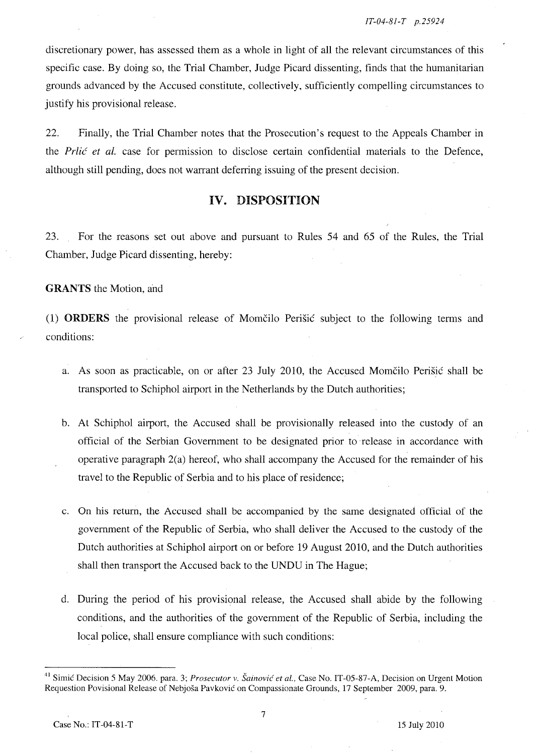discretionary power, has assessed them as a whole in light of all the relevant circumstances of this specific case. By doing so, the Trial Chamber, Judge Picard dissenting, finds that the humanitarian grounds advanced by the Accused constitute, collectively, sufficiently compelling circumstances to justify his provisional release.

22. Finally, the Trial Chamber notes that the Prosecution's request to the Appeals Chamber in the *Prlić et al.* case for permission to disclose certain confidential materials to the Defence, although still pending, does not warrant deferring issuing of the present decision.

## IV. DISPOSITION

23. For the reasons set out above and pursuant to Rules 54 and 65 of the Rules, the Trial Chamber, Judge Picard dissenting, hereby:

**GRANTS** the Motion, and

(1) **ORDERS** the provisional release of Momčilo Perišić subject to the following terms and conditions:

a. As soon as practicable, on or after 23 July 2010, the Accused Momčilo Perišić shall be transported to Schiphol airport in the Netherlands by the Dutch authorities;

b. At Schiphol airport, the Accused shall be provisionally released into the custody of an official of the Serbian Government to be designated prior to release in accordance with operative paragraph 2(a) hereof, who shall accompany the Accused for the remainder of his travel to the Republic of Serbia and to his place of residence;

c. On his return, the Accused shall be accompanied by the same designated official of the government of the Republic of Serbia, who shall deliver the Accused to the custody of the Dutch authorities at Schiphol airport on or before 19 August 2010, and the Dutch authorities shall then transport the Accused back to the UNDU in The Hague;

d. During the period of his provisional release, the Accused shall abide by the following conditions, and the authorities of the government of the Republic of Serbia, including the local police, shall ensure compliance with such conditions:

---

[41] Simić Decision 5 May 2006. para. 3; *Prosecutor v. Šainović et al.*, Case No. IT-05-87-A, Decision on Urgent Motion Requestion Povisional Release of Nebjoša Pavković on Compassionate Grounds, 17 September 2009, para. 9.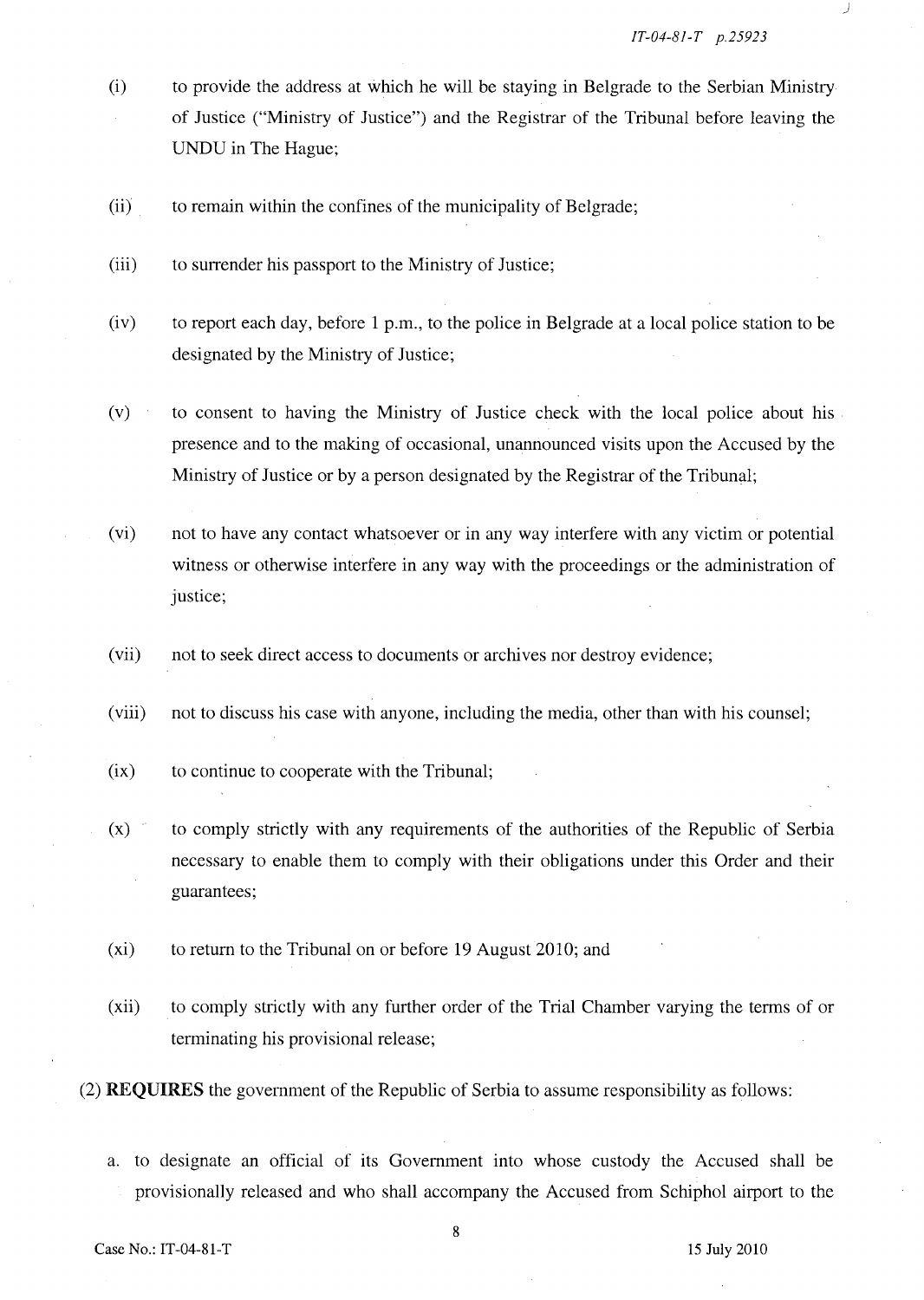(i) to provide the address at which he will be staying in Belgrade to the Serbian Ministry of Justice ("Ministry of Justice") and the Registrar of the Tribunal before leaving the UNDU in The Hague;

(ii) to remain within the confines of the municipality of Belgrade;

(iii) to surrender his passport to the Ministry of Justice;

(iv) to report each day, before 1 p.m., to the police in Belgrade at a local police station to be designated by the Ministry of Justice;

(v) to consent to having the Ministry of Justice check with the local police about his presence and to the making of occasional, unannounced visits upon the Accused by the Ministry of Justice or by a person designated by the Registrar of the Tribunal;

(vi) not to have any contact whatsoever or in any way interfere with any victim or potential witness or otherwise interfere in any way with the proceedings or the administration of justice;

(vii) not to seek direct access to documents or archives nor destroy evidence;

(viii) not to discuss his case with anyone, including the media, other than with his counsel;

(ix) to continue to cooperate with the Tribunal;

(x) to comply strictly with any requirements of the authorities of the Republic of Serbia necessary to enable them to comply with their obligations under this Order and their guarantees;

(xi) to return to the Tribunal on or before 19 August 2010; and

(xii) to comply strictly with any further order of the Trial Chamber varying the terms of or terminating his provisional release;

(2) **REQUIRES** the government of the Republic of Serbia to assume responsibility as follows:

a. to designate an official of its Government into whose custody the Accused shall be provisionally released and who shall accompany the Accused from Schiphol airport to the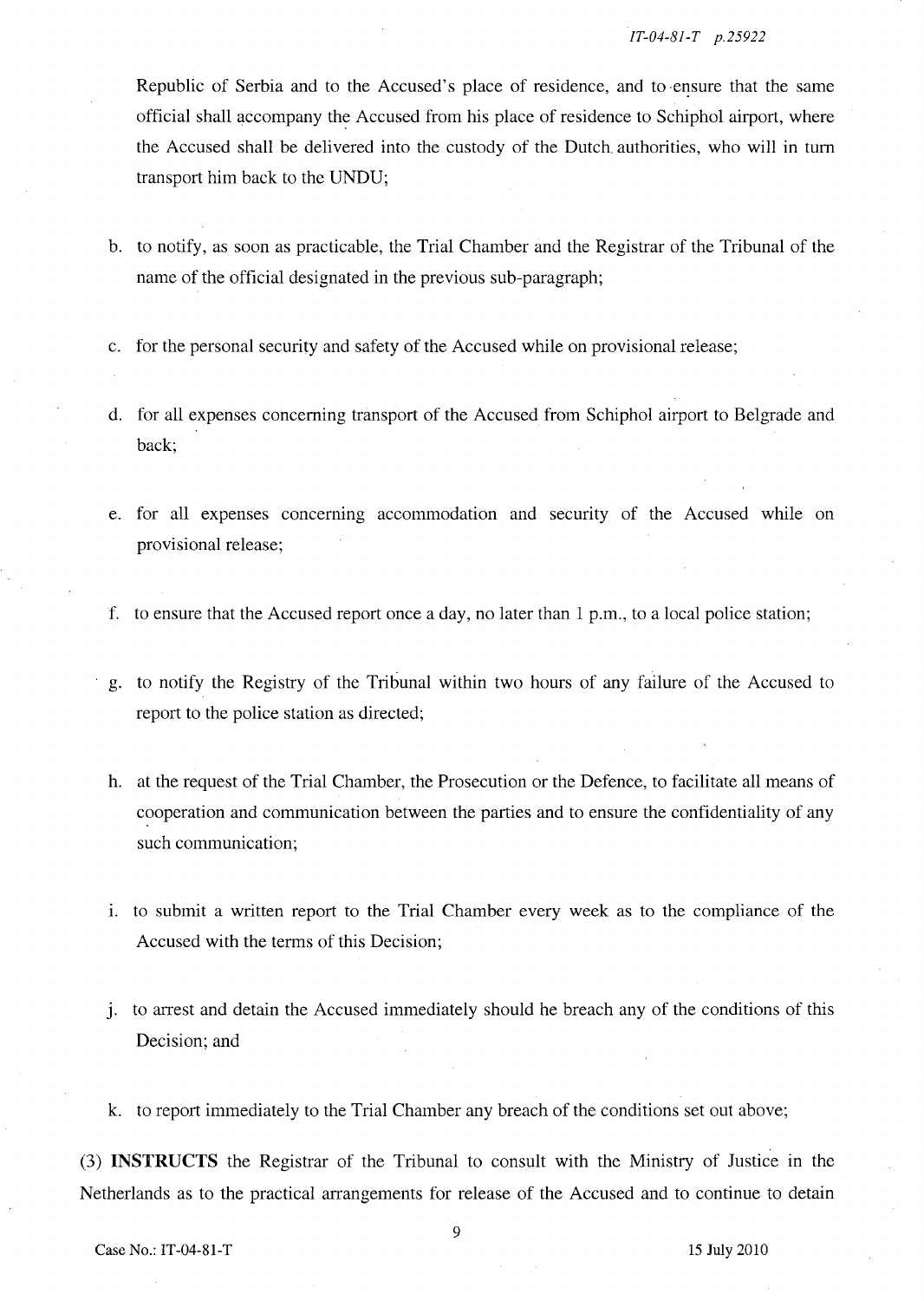Republic of Serbia and to the Accused's place of residence, and to ensure that the same official shall accompany the Accused from his place of residence to Schiphol airport, where the Accused shall be delivered into the custody of the Dutch authorities, who will in turn transport him back to the UNDU;

b. to notify, as soon as practicable, the Trial Chamber and the Registrar of the Tribunal of the name of the official designated in the previous sub-paragraph;

c. for the personal security and safety of the Accused while on provisional release;

d. for all expenses concerning transport of the Accused from Schiphol airport to Belgrade and back;

e. for all expenses concerning accommodation and security of the Accused while on provisional release;

f. to ensure that the Accused report once a day, no later than 1 p.m., to a local police station;

g. to notify the Registry of the Tribunal within two hours of any failure of the Accused to report to the police station as directed;

h. at the request of the Trial Chamber, the Prosecution or the Defence, to facilitate all means of cooperation and communication between the parties and to ensure the confidentiality of any such communication;

i. to submit a written report to the Trial Chamber every week as to the compliance of the Accused with the terms of this Decision;

j. to arrest and detain the Accused immediately should he breach any of the conditions of this Decision; and

k. to report immediately to the Trial Chamber any breach of the conditions set out above;

(3) **INSTRUCTS** the Registrar of the Tribunal to consult with the Ministry of Justice in the Netherlands as to the practical arrangements for release of the Accused and to continue to detain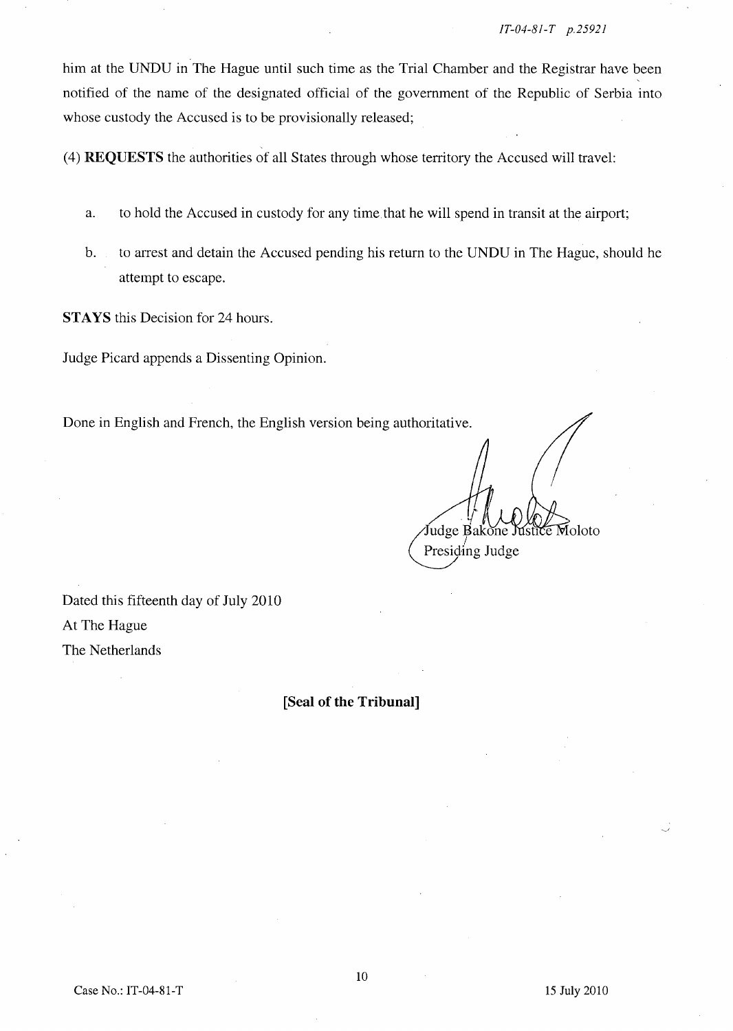him at the UNDU in The Hague until such time as the Trial Chamber and the Registrar have been notified of the name of the designated official of the government of the Republic of Serbia into whose custody the Accused is to be provisionally released;

(4) **REQUESTS** the authorities of all States through whose territory the Accused will travel:

a. to hold the Accused in custody for any time that he will spend in transit at the airport;

b. to arrest and detain the Accused pending his return to the UNDU in The Hague, should he attempt to escape.

**STAYS** this Decision for 24 hours.

Judge Picard appends a Dissenting Opinion.

Done in English and French, the English version being authoritative.

Judge Bakone Justice Moloto
Presiding Judge

Dated this fifteenth day of July 2010
At The Hague
The Netherlands

**[Seal of the Tribunal]**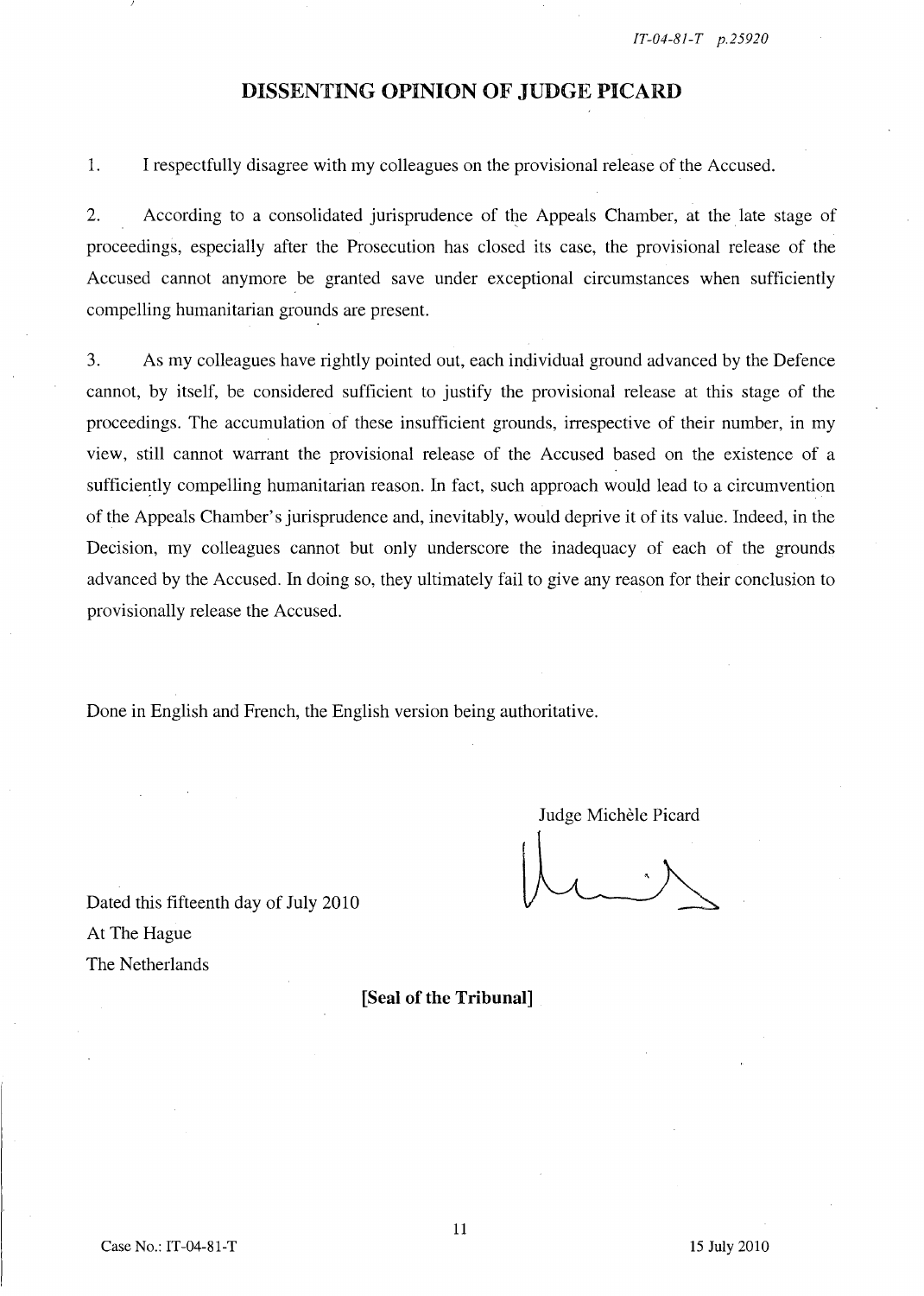# DISSENTING OPINION OF JUDGE PICARD

1. I respectfully disagree with my colleagues on the provisional release of the Accused.

2. According to a consolidated jurisprudence of the Appeals Chamber, at the late stage of proceedings, especially after the Prosecution has closed its case, the provisional release of the Accused cannot anymore be granted save under exceptional circumstances when sufficiently compelling humanitarian grounds are present.

3. As my colleagues have rightly pointed out, each individual ground advanced by the Defence cannot, by itself, be considered sufficient to justify the provisional release at this stage of the proceedings. The accumulation of these insufficient grounds, irrespective of their number, in my view, still cannot warrant the provisional release of the Accused based on the existence of a sufficiently compelling humanitarian reason. In fact, such approach would lead to a circumvention of the Appeals Chamber's jurisprudence and, inevitably, would deprive it of its value. Indeed, in the Decision, my colleagues cannot but only underscore the inadequacy of each of the grounds advanced by the Accused. In doing so, they ultimately fail to give any reason for their conclusion to provisionally release the Accused.

Done in English and French, the English version being authoritative.

Judge Michèle Picard

Dated this fifteenth day of July 2010
At The Hague
The Netherlands

**[Seal of the Tribunal]**